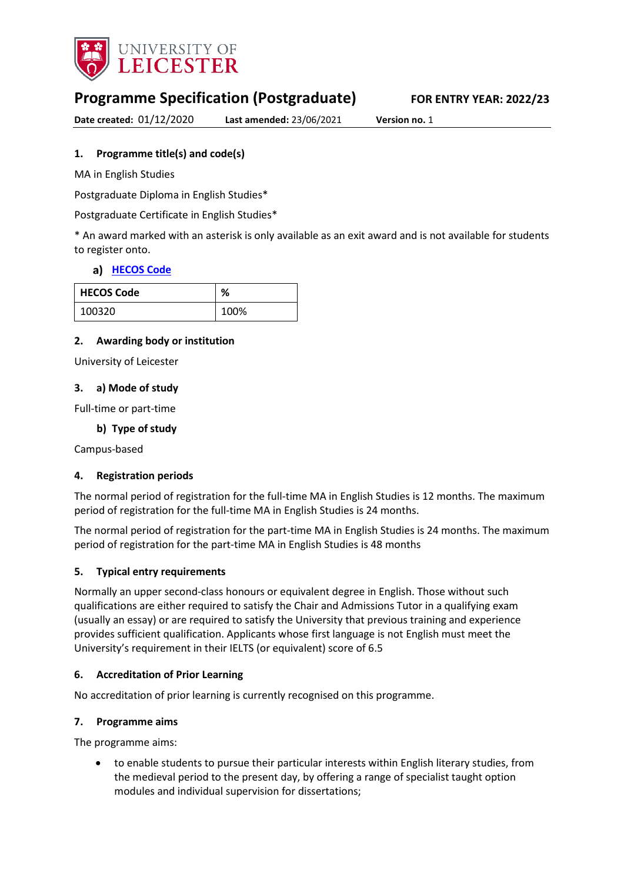# Programme Specification (Postgraduate)

**FOR ENTRY YEAR: 2022/23**

**Date created:** 01/12/2020 **Last amended:** 23/06/2021 **Version no.** 1

## 1. Programme title(s) and code(s)

MA in English Studies

Postgraduate Diploma in English Studies*

Postgraduate Certificate in English Studies*

* An award marked with an asterisk is only available as an exit award and is not available for students to register onto.

### a) HECOS Code

| HECOS Code | % |
|---|---|
| 100320 | 100% |

## 2. Awarding body or institution

University of Leicester

## 3. a) Mode of study

Full-time or part-time

### b) Type of study

Campus-based

## 4. Registration periods

The normal period of registration for the full-time MA in English Studies is 12 months. The maximum period of registration for the full-time MA in English Studies is 24 months.

The normal period of registration for the part-time MA in English Studies is 24 months. The maximum period of registration for the part-time MA in English Studies is 48 months

## 5. Typical entry requirements

Normally an upper second-class honours or equivalent degree in English. Those without such qualifications are either required to satisfy the Chair and Admissions Tutor in a qualifying exam (usually an essay) or are required to satisfy the University that previous training and experience provides sufficient qualification. Applicants whose first language is not English must meet the University's requirement in their IELTS (or equivalent) score of 6.5

## 6. Accreditation of Prior Learning

No accreditation of prior learning is currently recognised on this programme.

## 7. Programme aims

The programme aims:

- to enable students to pursue their particular interests within English literary studies, from the medieval period to the present day, by offering a range of specialist taught option modules and individual supervision for dissertations;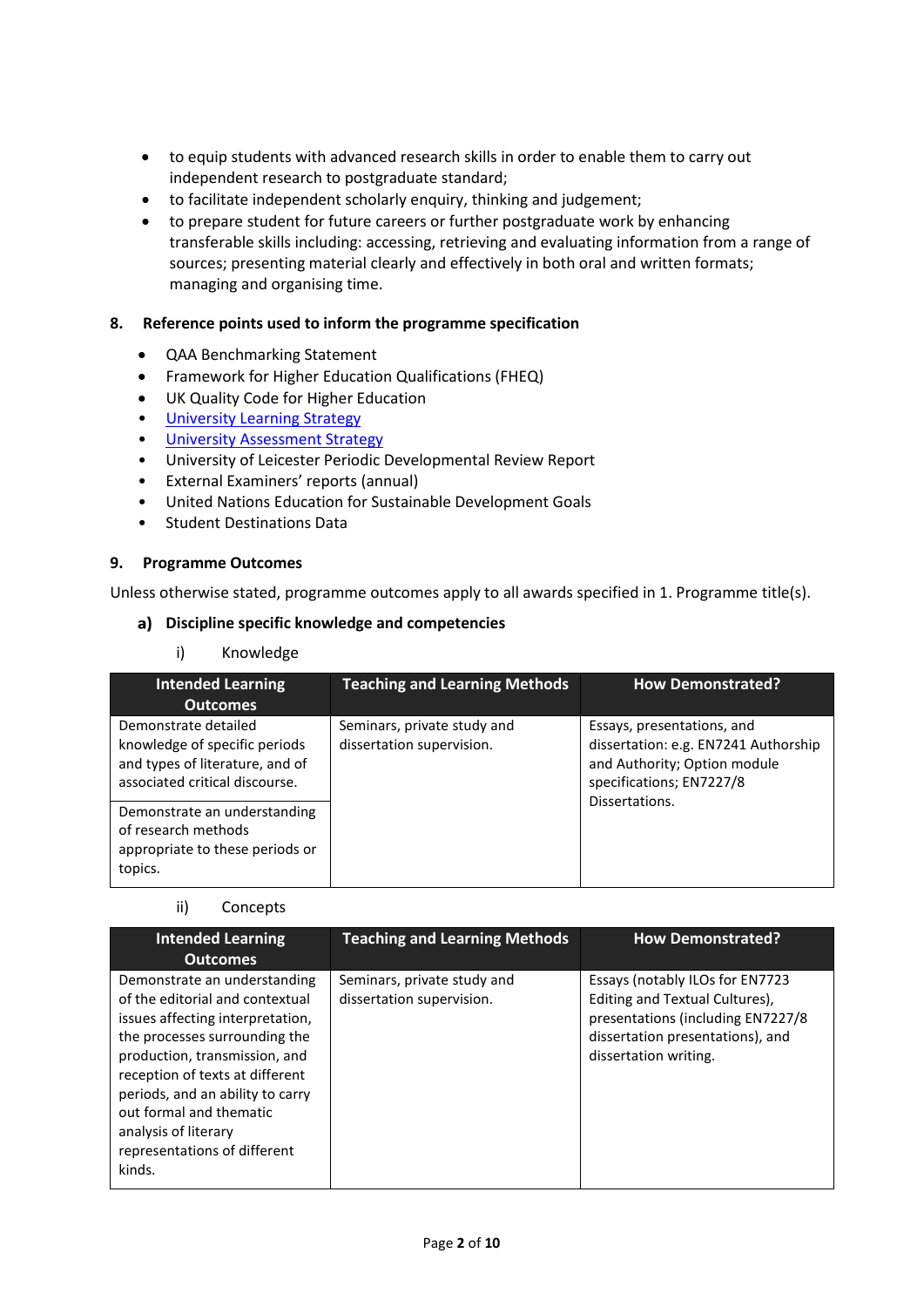- to equip students with advanced research skills in order to enable them to carry out independent research to postgraduate standard;
- to facilitate independent scholarly enquiry, thinking and judgement;
- to prepare student for future careers or further postgraduate work by enhancing transferable skills including: accessing, retrieving and evaluating information from a range of sources; presenting material clearly and effectively in both oral and written formats; managing and organising time.

## 8. Reference points used to inform the programme specification

- QAA Benchmarking Statement
- Framework for Higher Education Qualifications (FHEQ)
- UK Quality Code for Higher Education
- [University Learning Strategy]
- [University Assessment Strategy]
- University of Leicester Periodic Developmental Review Report
- External Examiners' reports (annual)
- United Nations Education for Sustainable Development Goals
- Student Destinations Data

## 9. Programme Outcomes

Unless otherwise stated, programme outcomes apply to all awards specified in 1. Programme title(s).

### a) Discipline specific knowledge and competencies

#### i) Knowledge

| Intended Learning Outcomes | Teaching and Learning Methods | How Demonstrated? |
|---|---|---|
| Demonstrate detailed knowledge of specific periods and types of literature, and of associated critical discourse. | Seminars, private study and dissertation supervision. | Essays, presentations, and dissertation: e.g. EN7241 Authorship and Authority; Option module specifications; EN7227/8 Dissertations. |
| Demonstrate an understanding of research methods appropriate to these periods or topics. | | |

#### ii) Concepts

| Intended Learning Outcomes | Teaching and Learning Methods | How Demonstrated? |
|---|---|---|
| Demonstrate an understanding of the editorial and contextual issues affecting interpretation, the processes surrounding the production, transmission, and reception of texts at different periods, and an ability to carry out formal and thematic analysis of literary representations of different kinds. | Seminars, private study and dissertation supervision. | Essays (notably ILOs for EN7723 Editing and Textual Cultures), presentations (including EN7227/8 dissertation presentations), and dissertation writing. |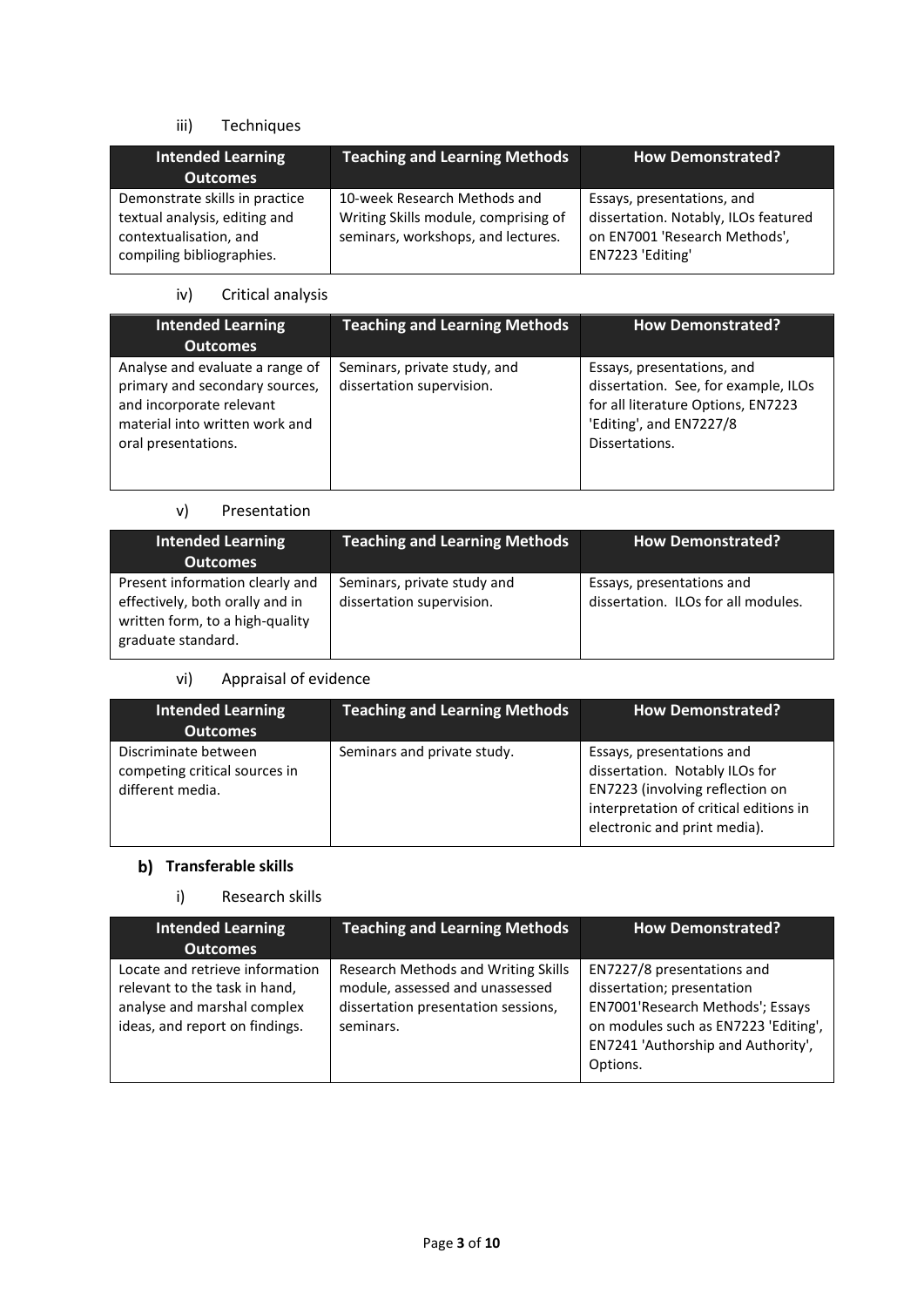iii) Techniques

| Intended Learning Outcomes | Teaching and Learning Methods | How Demonstrated? |
|---|---|---|
| Demonstrate skills in practice textual analysis, editing and contextualisation, and compiling bibliographies. | 10-week Research Methods and Writing Skills module, comprising of seminars, workshops, and lectures. | Essays, presentations, and dissertation. Notably, ILOs featured on EN7001 'Research Methods', EN7223 'Editing' |

iv) Critical analysis

| Intended Learning Outcomes | Teaching and Learning Methods | How Demonstrated? |
|---|---|---|
| Analyse and evaluate a range of primary and secondary sources, and incorporate relevant material into written work and oral presentations. | Seminars, private study, and dissertation supervision. | Essays, presentations, and dissertation. See, for example, ILOs for all literature Options, EN7223 'Editing', and EN7227/8 Dissertations. |

v) Presentation

| Intended Learning Outcomes | Teaching and Learning Methods | How Demonstrated? |
|---|---|---|
| Present information clearly and effectively, both orally and in written form, to a high-quality graduate standard. | Seminars, private study and dissertation supervision. | Essays, presentations and dissertation. ILOs for all modules. |

vi) Appraisal of evidence

| Intended Learning Outcomes | Teaching and Learning Methods | How Demonstrated? |
|---|---|---|
| Discriminate between competing critical sources in different media. | Seminars and private study. | Essays, presentations and dissertation. Notably ILOs for EN7223 (involving reflection on interpretation of critical editions in electronic and print media). |

### b) Transferable skills

i) Research skills

| Intended Learning Outcomes | Teaching and Learning Methods | How Demonstrated? |
|---|---|---|
| Locate and retrieve information relevant to the task in hand, analyse and marshal complex ideas, and report on findings. | Research Methods and Writing Skills module, assessed and unassessed dissertation presentation sessions, seminars. | EN7227/8 presentations and dissertation; presentation EN7001'Research Methods'; Essays on modules such as EN7223 'Editing', EN7241 'Authorship and Authority', Options. |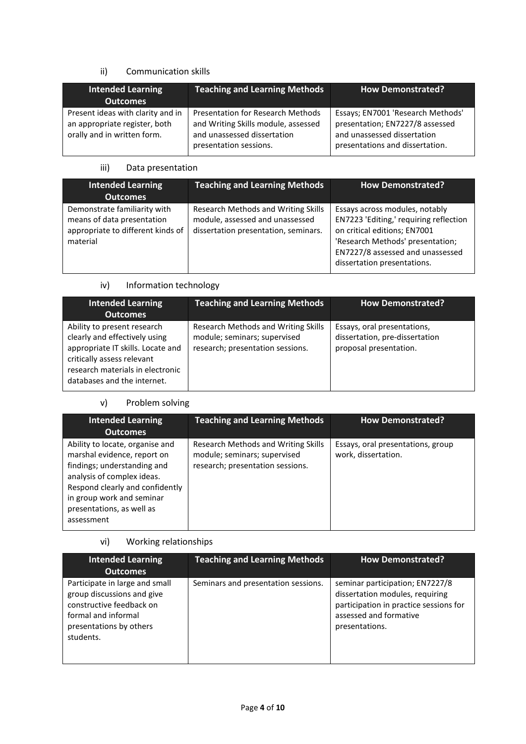ii) Communication skills

| Intended Learning Outcomes | Teaching and Learning Methods | How Demonstrated? |
| --- | --- | --- |
| Present ideas with clarity and in an appropriate register, both orally and in written form. | Presentation for Research Methods and Writing Skills module, assessed and unassessed dissertation presentation sessions. | Essays; EN7001 'Research Methods' presentation; EN7227/8 assessed and unassessed dissertation presentations and dissertation. |

iii) Data presentation

| Intended Learning Outcomes | Teaching and Learning Methods | How Demonstrated? |
| --- | --- | --- |
| Demonstrate familiarity with means of data presentation appropriate to different kinds of material | Research Methods and Writing Skills module, assessed and unassessed dissertation presentation, seminars. | Essays across modules, notably EN7223 'Editing,' requiring reflection on critical editions; EN7001 'Research Methods' presentation; EN7227/8 assessed and unassessed dissertation presentations. |

iv) Information technology

| Intended Learning Outcomes | Teaching and Learning Methods | How Demonstrated? |
| --- | --- | --- |
| Ability to present research clearly and effectively using appropriate IT skills. Locate and critically assess relevant research materials in electronic databases and the internet. | Research Methods and Writing Skills module; seminars; supervised research; presentation sessions. | Essays, oral presentations, dissertation, pre-dissertation proposal presentation. |

v) Problem solving

| Intended Learning Outcomes | Teaching and Learning Methods | How Demonstrated? |
| --- | --- | --- |
| Ability to locate, organise and marshal evidence, report on findings; understanding and analysis of complex ideas. Respond clearly and confidently in group work and seminar presentations, as well as assessment | Research Methods and Writing Skills module; seminars; supervised research; presentation sessions. | Essays, oral presentations, group work, dissertation. |

vi) Working relationships

| Intended Learning Outcomes | Teaching and Learning Methods | How Demonstrated? |
| --- | --- | --- |
| Participate in large and small group discussions and give constructive feedback on formal and informal presentations by others students. | Seminars and presentation sessions. | seminar participation; EN7227/8 dissertation modules, requiring participation in practice sessions for assessed and formative presentations. |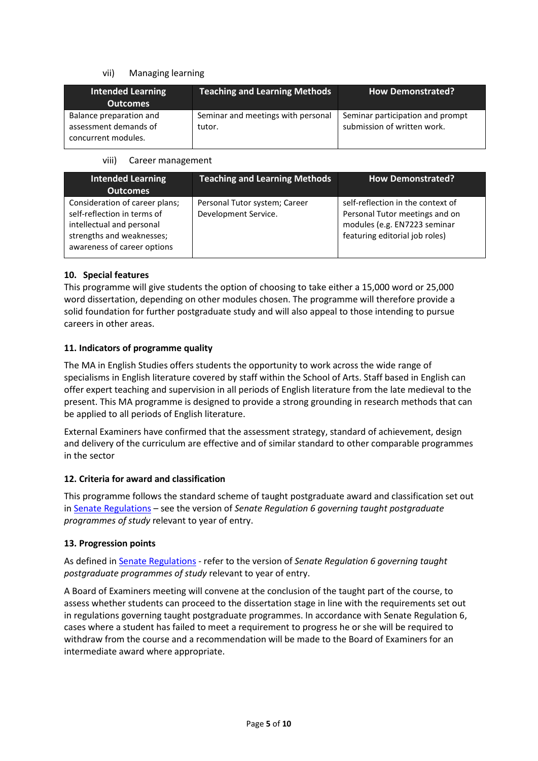vii) Managing learning

| Intended Learning Outcomes | Teaching and Learning Methods | How Demonstrated? |
|---|---|---|
| Balance preparation and assessment demands of concurrent modules. | Seminar and meetings with personal tutor. | Seminar participation and prompt submission of written work. |

viii) Career management

| Intended Learning Outcomes | Teaching and Learning Methods | How Demonstrated? |
|---|---|---|
| Consideration of career plans; self-reflection in terms of intellectual and personal strengths and weaknesses; awareness of career options | Personal Tutor system; Career Development Service. | self-reflection in the context of Personal Tutor meetings and on modules (e.g. EN7223 seminar featuring editorial job roles) |

### 10. Special features

This programme will give students the option of choosing to take either a 15,000 word or 25,000 word dissertation, depending on other modules chosen. The programme will therefore provide a solid foundation for further postgraduate study and will also appeal to those intending to pursue careers in other areas.

### 11. Indicators of programme quality

The MA in English Studies offers students the opportunity to work across the wide range of specialisms in English literature covered by staff within the School of Arts. Staff based in English can offer expert teaching and supervision in all periods of English literature from the late medieval to the present. This MA programme is designed to provide a strong grounding in research methods that can be applied to all periods of English literature.

External Examiners have confirmed that the assessment strategy, standard of achievement, design and delivery of the curriculum are effective and of similar standard to other comparable programmes in the sector

### 12. Criteria for award and classification

This programme follows the standard scheme of taught postgraduate award and classification set out in Senate Regulations – see the version of *Senate Regulation 6 governing taught postgraduate programmes of study* relevant to year of entry.

### 13. Progression points

As defined in Senate Regulations - refer to the version of *Senate Regulation 6 governing taught postgraduate programmes of study* relevant to year of entry.

A Board of Examiners meeting will convene at the conclusion of the taught part of the course, to assess whether students can proceed to the dissertation stage in line with the requirements set out in regulations governing taught postgraduate programmes. In accordance with Senate Regulation 6, cases where a student has failed to meet a requirement to progress he or she will be required to withdraw from the course and a recommendation will be made to the Board of Examiners for an intermediate award where appropriate.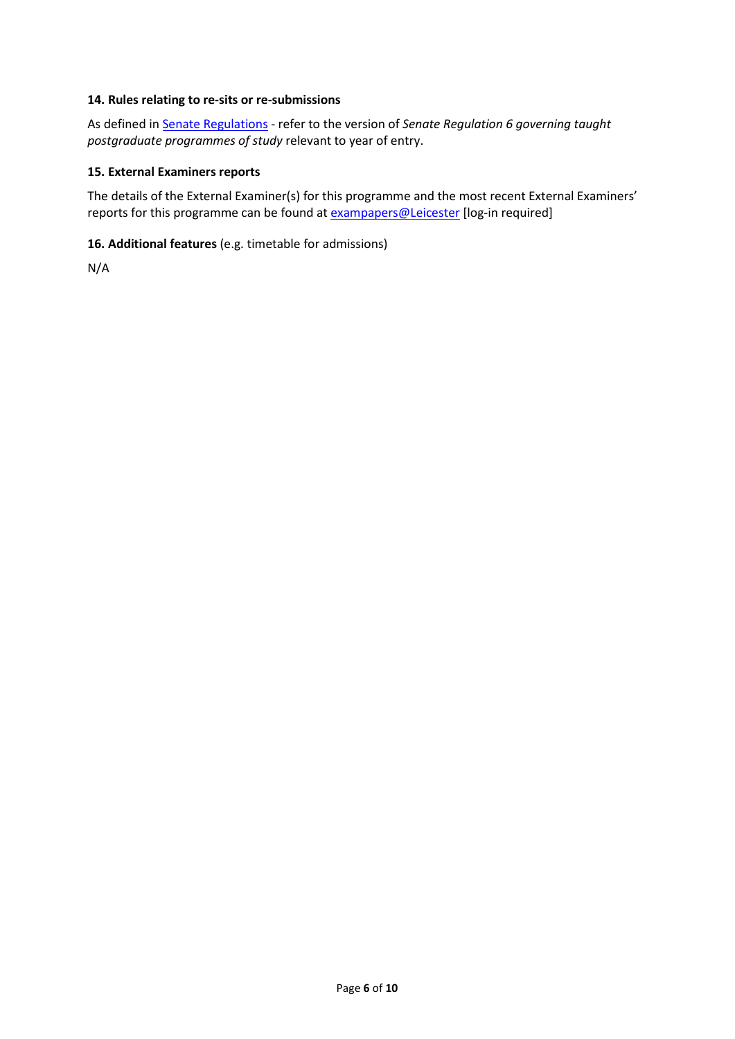### 14. Rules relating to re-sits or re-submissions

As defined in Senate Regulations - refer to the version of *Senate Regulation 6 governing taught postgraduate programmes of study* relevant to year of entry.

### 15. External Examiners reports

The details of the External Examiner(s) for this programme and the most recent External Examiners' reports for this programme can be found at exampapers@Leicester [log-in required]

### 16. Additional features (e.g. timetable for admissions)

N/A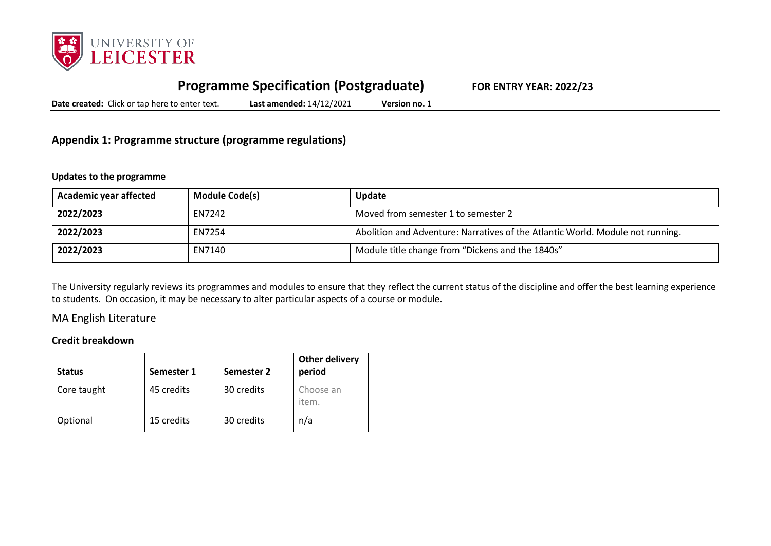# Programme Specification (Postgraduate) FOR ENTRY YEAR: 2022/23

**Date created:** Click or tap here to enter text. **Last amended:** 14/12/2021 **Version no.** 1

## Appendix 1: Programme structure (programme regulations)

### Updates to the programme

| Academic year affected | Module Code(s) | Update |
|---|---|---|
| **2022/2023** | EN7242 | Moved from semester 1 to semester 2 |
| **2022/2023** | EN7254 | Abolition and Adventure: Narratives of the Atlantic World. Module not running. |
| **2022/2023** | EN7140 | Module title change from "Dickens and the 1840s" |

The University regularly reviews its programmes and modules to ensure that they reflect the current status of the discipline and offer the best learning experience to students. On occasion, it may be necessary to alter particular aspects of a course or module.

MA English Literature

### Credit breakdown

| Status | Semester 1 | Semester 2 | Other delivery period | |
|---|---|---|---|---|
| Core taught | 45 credits | 30 credits | Choose an item. | |
| Optional | 15 credits | 30 credits | n/a | |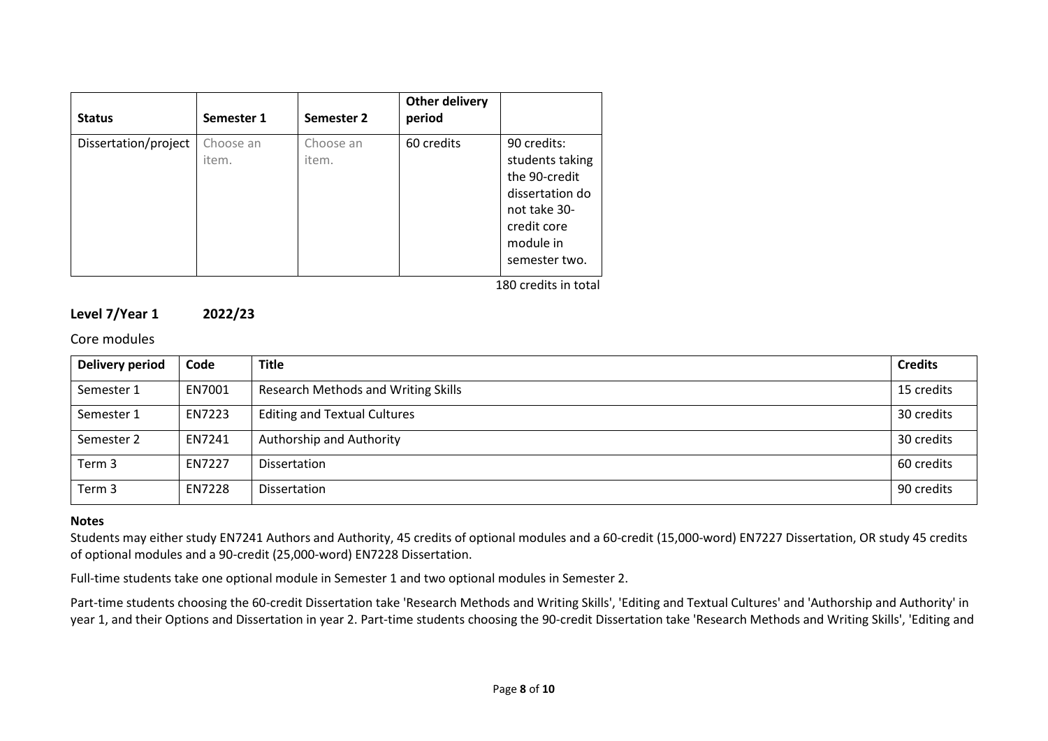| Status | Semester 1 | Semester 2 | Other delivery period | |
|---|---|---|---|---|
| Dissertation/project | Choose an item. | Choose an item. | 60 credits | 90 credits: students taking the 90-credit dissertation do not take 30-credit core module in semester two. |

180 credits in total

## Level 7/Year 1 2022/23

Core modules

| Delivery period | Code | Title | Credits |
|---|---|---|---|
| Semester 1 | EN7001 | Research Methods and Writing Skills | 15 credits |
| Semester 1 | EN7223 | Editing and Textual Cultures | 30 credits |
| Semester 2 | EN7241 | Authorship and Authority | 30 credits |
| Term 3 | EN7227 | Dissertation | 60 credits |
| Term 3 | EN7228 | Dissertation | 90 credits |

**Notes**

Students may either study EN7241 Authors and Authority, 45 credits of optional modules and a 60-credit (15,000-word) EN7227 Dissertation, OR study 45 credits of optional modules and a 90-credit (25,000-word) EN7228 Dissertation.

Full-time students take one optional module in Semester 1 and two optional modules in Semester 2.

Part-time students choosing the 60-credit Dissertation take 'Research Methods and Writing Skills', 'Editing and Textual Cultures' and 'Authorship and Authority' in year 1, and their Options and Dissertation in year 2. Part-time students choosing the 90-credit Dissertation take 'Research Methods and Writing Skills', 'Editing and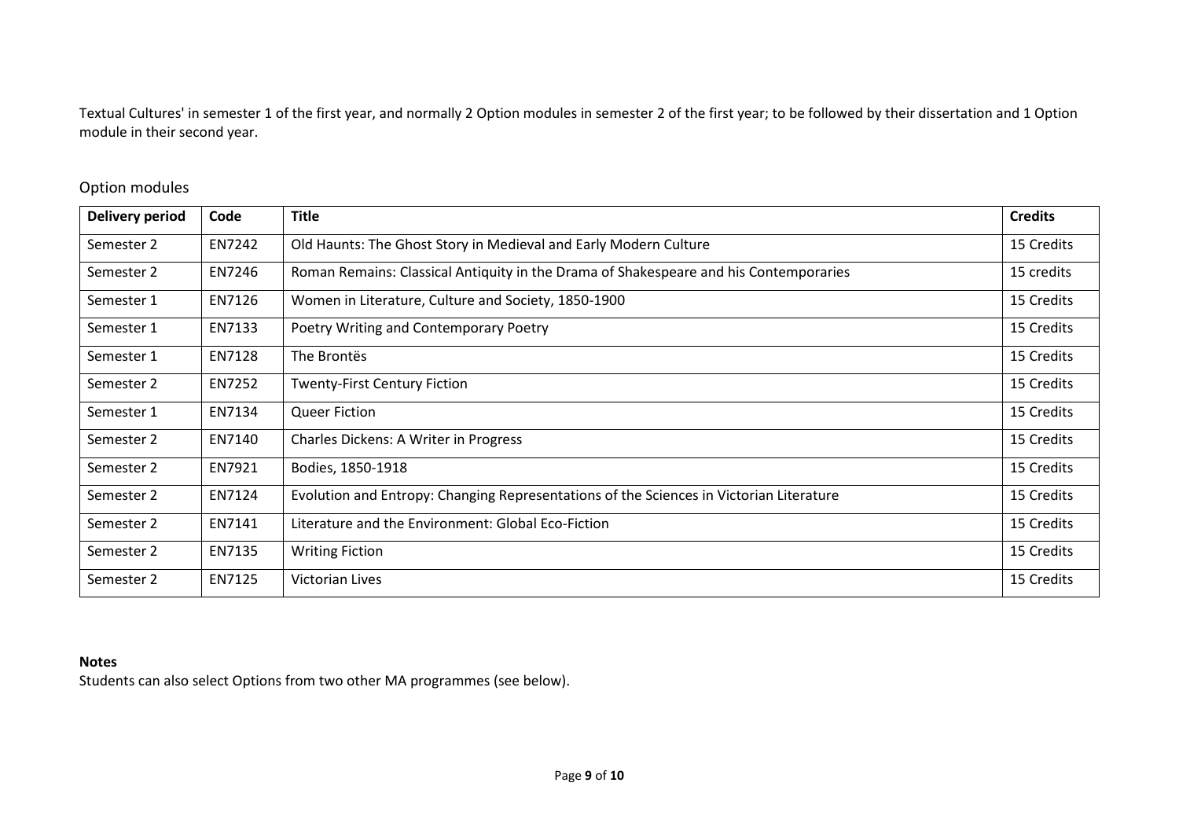Textual Cultures' in semester 1 of the first year, and normally 2 Option modules in semester 2 of the first year; to be followed by their dissertation and 1 Option module in their second year.

## Option modules

| Delivery period | Code | Title | Credits |
|---|---|---|---|
| Semester 2 | EN7242 | Old Haunts: The Ghost Story in Medieval and Early Modern Culture | 15 Credits |
| Semester 2 | EN7246 | Roman Remains: Classical Antiquity in the Drama of Shakespeare and his Contemporaries | 15 credits |
| Semester 1 | EN7126 | Women in Literature, Culture and Society, 1850-1900 | 15 Credits |
| Semester 1 | EN7133 | Poetry Writing and Contemporary Poetry | 15 Credits |
| Semester 1 | EN7128 | The Brontës | 15 Credits |
| Semester 2 | EN7252 | Twenty-First Century Fiction | 15 Credits |
| Semester 1 | EN7134 | Queer Fiction | 15 Credits |
| Semester 2 | EN7140 | Charles Dickens: A Writer in Progress | 15 Credits |
| Semester 2 | EN7921 | Bodies, 1850-1918 | 15 Credits |
| Semester 2 | EN7124 | Evolution and Entropy: Changing Representations of the Sciences in Victorian Literature | 15 Credits |
| Semester 2 | EN7141 | Literature and the Environment: Global Eco-Fiction | 15 Credits |
| Semester 2 | EN7135 | Writing Fiction | 15 Credits |
| Semester 2 | EN7125 | Victorian Lives | 15 Credits |

**Notes**

Students can also select Options from two other MA programmes (see below).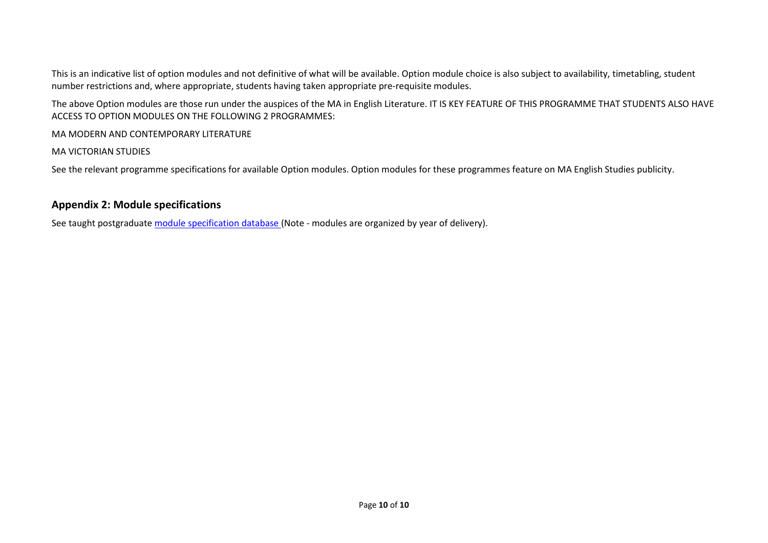This is an indicative list of option modules and not definitive of what will be available. Option module choice is also subject to availability, timetabling, student number restrictions and, where appropriate, students having taken appropriate pre-requisite modules.

The above Option modules are those run under the auspices of the MA in English Literature. IT IS KEY FEATURE OF THIS PROGRAMME THAT STUDENTS ALSO HAVE ACCESS TO OPTION MODULES ON THE FOLLOWING 2 PROGRAMMES:

MA MODERN AND CONTEMPORARY LITERATURE

MA VICTORIAN STUDIES

See the relevant programme specifications for available Option modules. Option modules for these programmes feature on MA English Studies publicity.

## Appendix 2: Module specifications

See taught postgraduate module specification database (Note - modules are organized by year of delivery).